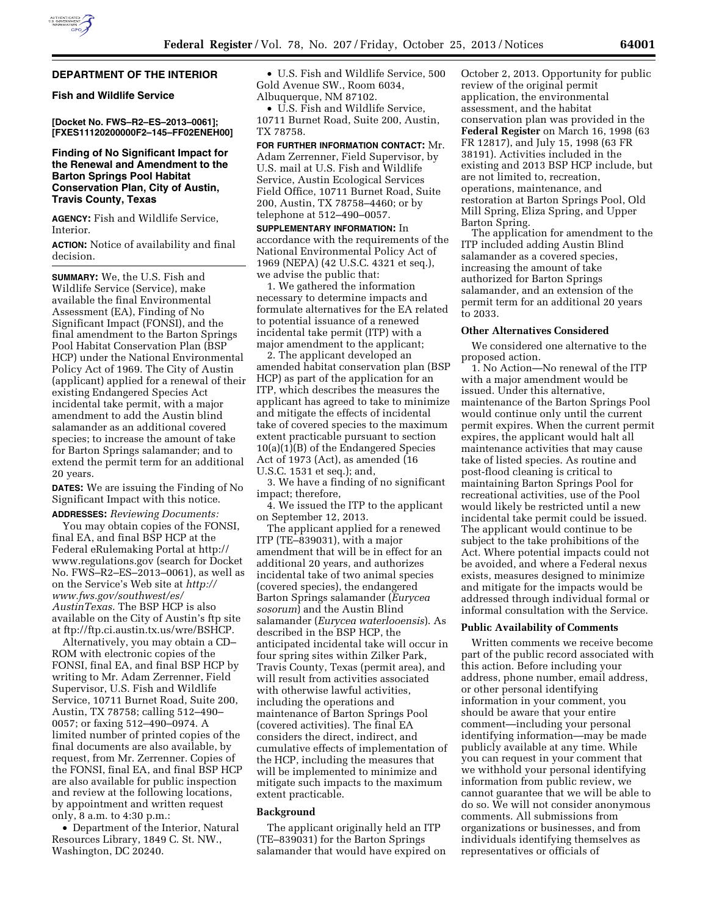## DEPARTMENT OF THE INTERIOR

### Fish and Wildlife Service

**[Docket No. FWS–R2–ES–2013–0061]; [FXES11120200000F2–145–FF02ENEH00]**

### Finding of No Significant Impact for the Renewal and Amendment to the Barton Springs Pool Habitat Conservation Plan, City of Austin, Travis County, Texas

**AGENCY:** Fish and Wildlife Service, Interior.

**ACTION:** Notice of availability and final decision.

**SUMMARY:** We, the U.S. Fish and Wildlife Service (Service), make available the final Environmental Assessment (EA), Finding of No Significant Impact (FONSI), and the final amendment to the Barton Springs Pool Habitat Conservation Plan (BSP HCP) under the National Environmental Policy Act of 1969. The City of Austin (applicant) applied for a renewal of their existing Endangered Species Act incidental take permit, with a major amendment to add the Austin blind salamander as an additional covered species; to increase the amount of take for Barton Springs salamander; and to extend the permit term for an additional 20 years.

**DATES:** We are issuing the Finding of No Significant Impact with this notice.

**ADDRESSES:** *Reviewing Documents:*

You may obtain copies of the FONSI, final EA, and final BSP HCP at the Federal eRulemaking Portal at http://www.regulations.gov (search for Docket No. FWS–R2–ES–2013–0061), as well as on the Service's Web site at *http://www.fws.gov/southwest/es/AustinTexas*. The BSP HCP is also available on the City of Austin's ftp site at ftp://ftp.ci.austin.tx.us/wre/BSHCP.

Alternatively, you may obtain a CD–ROM with electronic copies of the FONSI, final EA, and final BSP HCP by writing to Mr. Adam Zerrenner, Field Supervisor, U.S. Fish and Wildlife Service, 10711 Burnet Road, Suite 200, Austin, TX 78758; calling 512–490–0057; or faxing 512–490–0974. A limited number of printed copies of the final documents are also available, by request, from Mr. Zerrenner. Copies of the FONSI, final EA, and final BSP HCP are also available for public inspection and review at the following locations, by appointment and written request only, 8 a.m. to 4:30 p.m.:

- Department of the Interior, Natural Resources Library, 1849 C. St. NW., Washington, DC 20240.
- U.S. Fish and Wildlife Service, 500 Gold Avenue SW., Room 6034, Albuquerque, NM 87102.
- U.S. Fish and Wildlife Service, 10711 Burnet Road, Suite 200, Austin, TX 78758.

**FOR FURTHER INFORMATION CONTACT:** Mr. Adam Zerrenner, Field Supervisor, by U.S. mail at U.S. Fish and Wildlife Service, Austin Ecological Services Field Office, 10711 Burnet Road, Suite 200, Austin, TX 78758–4460; or by telephone at 512–490–0057.

**SUPPLEMENTARY INFORMATION:** In accordance with the requirements of the National Environmental Policy Act of 1969 (NEPA) (42 U.S.C. 4321 et seq.), we advise the public that:

1. We gathered the information necessary to determine impacts and formulate alternatives for the EA related to potential issuance of a renewed incidental take permit (ITP) with a major amendment to the applicant;

2. The applicant developed an amended habitat conservation plan (BSP HCP) as part of the application for an ITP, which describes the measures the applicant has agreed to take to minimize and mitigate the effects of incidental take of covered species to the maximum extent practicable pursuant to section 10(a)(1)(B) of the Endangered Species Act of 1973 (Act), as amended (16 U.S.C. 1531 et seq.); and,

3. We have a finding of no significant impact; therefore,

4. We issued the ITP to the applicant on September 12, 2013.

The applicant applied for a renewed ITP (TE–839031), with a major amendment that will be in effect for an additional 20 years, and authorizes incidental take of two animal species (covered species), the endangered Barton Springs salamander (*Eurycea sosorum*) and the Austin Blind salamander (*Eurycea waterlooensis*). As described in the BSP HCP, the anticipated incidental take will occur in four spring sites within Zilker Park, Travis County, Texas (permit area), and will result from activities associated with otherwise lawful activities, including the operations and maintenance of Barton Springs Pool (covered activities). The final EA considers the direct, indirect, and cumulative effects of implementation of the HCP, including the measures that will be implemented to minimize and mitigate such impacts to the maximum extent practicable.

#### Background

The applicant originally held an ITP (TE–839031) for the Barton Springs salamander that would have expired on October 2, 2013. Opportunity for public review of the original permit application, the environmental assessment, and the habitat conservation plan was provided in the **Federal Register** on March 16, 1998 (63 FR 12817), and July 15, 1998 (63 FR 38191). Activities included in the existing and 2013 BSP HCP include, but are not limited to, recreation, operations, maintenance, and restoration at Barton Springs Pool, Old Mill Spring, Eliza Spring, and Upper Barton Spring.

The application for amendment to the ITP included adding Austin Blind salamander as a covered species, increasing the amount of take authorized for Barton Springs salamander, and an extension of the permit term for an additional 20 years to 2033.

#### Other Alternatives Considered

We considered one alternative to the proposed action.

1. No Action—No renewal of the ITP with a major amendment would be issued. Under this alternative, maintenance of the Barton Springs Pool would continue only until the current permit expires. When the current permit expires, the applicant would halt all maintenance activities that may cause take of listed species. As routine and post-flood cleaning is critical to maintaining Barton Springs Pool for recreational activities, use of the Pool would likely be restricted until a new incidental take permit could be issued. The applicant would continue to be subject to the take prohibitions of the Act. Where potential impacts could not be avoided, and where a Federal nexus exists, measures designed to minimize and mitigate for the impacts would be addressed through individual formal or informal consultation with the Service.

#### Public Availability of Comments

Written comments we receive become part of the public record associated with this action. Before including your address, phone number, email address, or other personal identifying information in your comment, you should be aware that your entire comment—including your personal identifying information—may be made publicly available at any time. While you can request in your comment that we withhold your personal identifying information from public review, we cannot guarantee that we will be able to do so. We will not consider anonymous comments. All submissions from organizations or businesses, and from individuals identifying themselves as representatives or officials of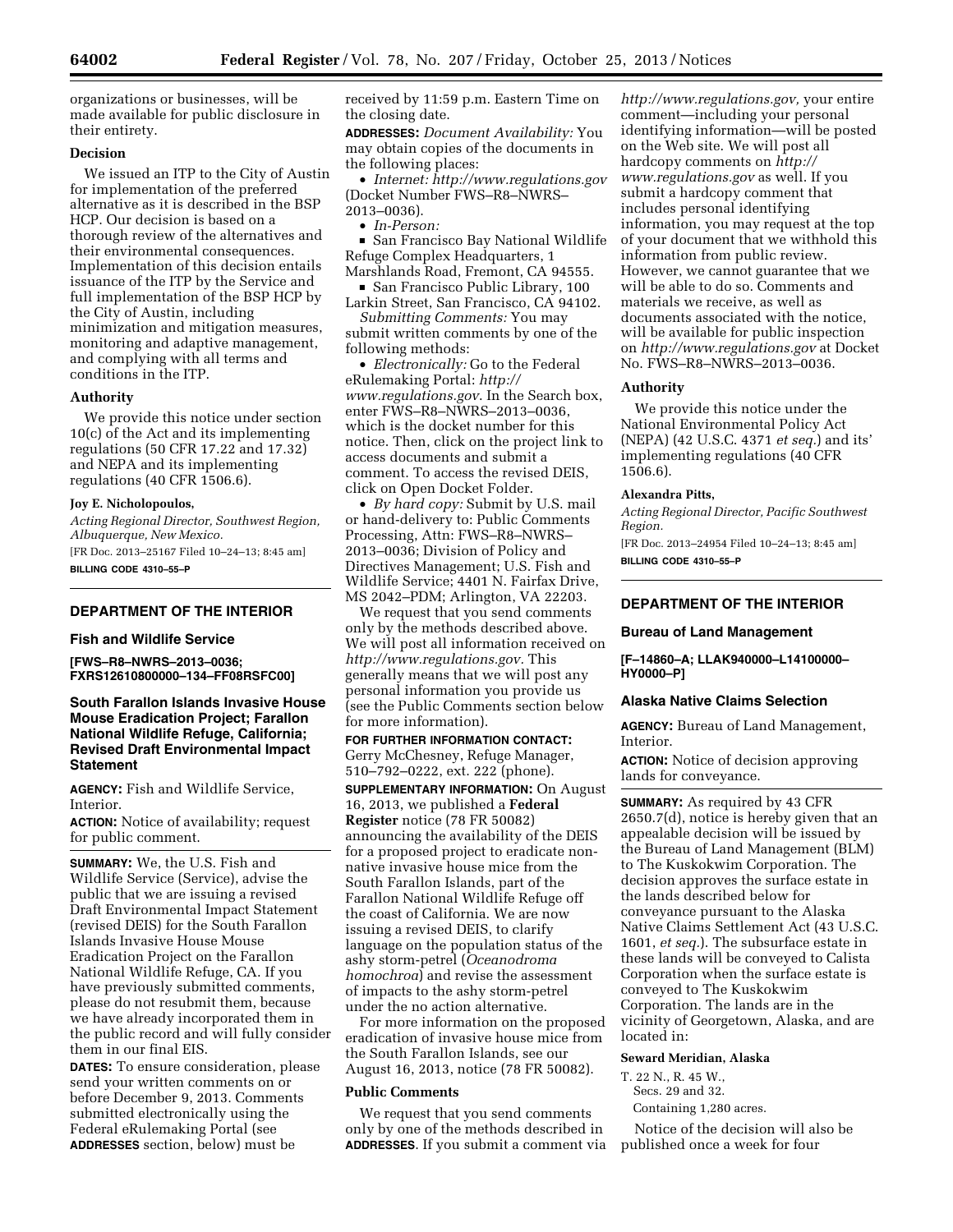organizations or businesses, will be made available for public disclosure in their entirety.

### Decision

We issued an ITP to the City of Austin for implementation of the preferred alternative as it is described in the BSP HCP. Our decision is based on a thorough review of the alternatives and their environmental consequences. Implementation of this decision entails issuance of the ITP by the Service and full implementation of the BSP HCP by the City of Austin, including minimization and mitigation measures, monitoring and adaptive management, and complying with all terms and conditions in the ITP.

### Authority

We provide this notice under section 10(c) of the Act and its implementing regulations (50 CFR 17.22 and 17.32) and NEPA and its implementing regulations (40 CFR 1506.6).

**Joy E. Nicholopoulos,**

*Acting Regional Director, Southwest Region, Albuquerque, New Mexico.*

[FR Doc. 2013–25167 Filed 10–24–13; 8:45 am]

**BILLING CODE 4310–55–P**

## DEPARTMENT OF THE INTERIOR

### Fish and Wildlife Service

**[FWS–R8–NWRS–2013–0036; FXRS12610800000–134–FF08RSFC00]**

### South Farallon Islands Invasive House Mouse Eradication Project; Farallon National Wildlife Refuge, California; Revised Draft Environmental Impact Statement

**AGENCY:** Fish and Wildlife Service, Interior.

**ACTION:** Notice of availability; request for public comment.

**SUMMARY:** We, the U.S. Fish and Wildlife Service (Service), advise the public that we are issuing a revised Draft Environmental Impact Statement (revised DEIS) for the South Farallon Islands Invasive House Mouse Eradication Project on the Farallon National Wildlife Refuge, CA. If you have previously submitted comments, please do not resubmit them, because we have already incorporated them in the public record and will fully consider them in our final EIS.

**DATES:** To ensure consideration, please send your written comments on or before December 9, 2013. Comments submitted electronically using the Federal eRulemaking Portal (see **ADDRESSES** section, below) must be received by 11:59 p.m. Eastern Time on the closing date.

**ADDRESSES:** *Document Availability:* You may obtain copies of the documents in the following places:

- *Internet: http://www.regulations.gov* (Docket Number FWS–R8–NWRS–2013–0036).
- *In-Person:*
  - San Francisco Bay National Wildlife Refuge Complex Headquarters, 1 Marshlands Road, Fremont, CA 94555.
  - San Francisco Public Library, 100 Larkin Street, San Francisco, CA 94102.

*Submitting Comments:* You may submit written comments by one of the following methods:

- *Electronically:* Go to the Federal eRulemaking Portal: *http://www.regulations.gov*. In the Search box, enter FWS–R8–NWRS–2013–0036, which is the docket number for this notice. Then, click on the project link to access documents and submit a comment. To access the revised DEIS, click on Open Docket Folder.
- *By hard copy:* Submit by U.S. mail or hand-delivery to: Public Comments Processing, Attn: FWS–R8–NWRS–2013–0036; Division of Policy and Directives Management; U.S. Fish and Wildlife Service; 4401 N. Fairfax Drive, MS 2042–PDM; Arlington, VA 22203.

We request that you send comments only by the methods described above. We will post all information received on *http://www.regulations.gov.* This generally means that we will post any personal information you provide us (see the Public Comments section below for more information).

**FOR FURTHER INFORMATION CONTACT:** Gerry McChesney, Refuge Manager, 510–792–0222, ext. 222 (phone).

**SUPPLEMENTARY INFORMATION:** On August 16, 2013, we published a **Federal Register** notice (78 FR 50082) announcing the availability of the DEIS for a proposed project to eradicate non-native invasive house mice from the South Farallon Islands, part of the Farallon National Wildlife Refuge off the coast of California. We are now issuing a revised DEIS, to clarify language on the population status of the ashy storm-petrel (*Oceanodroma homochroa*) and revise the assessment of impacts to the ashy storm-petrel under the no action alternative.

For more information on the proposed eradication of invasive house mice from the South Farallon Islands, see our August 16, 2013, notice (78 FR 50082).

### Public Comments

We request that you send comments only by one of the methods described in **ADDRESSES**. If you submit a comment via *http://www.regulations.gov,* your entire comment—including your personal identifying information—will be posted on the Web site. We will post all hardcopy comments on *http://www.regulations.gov* as well. If you submit a hardcopy comment that includes personal identifying information, you may request at the top of your document that we withhold this information from public review. However, we cannot guarantee that we will be able to do so. Comments and materials we receive, as well as documents associated with the notice, will be available for public inspection on *http://www.regulations.gov* at Docket No. FWS–R8–NWRS–2013–0036.

### Authority

We provide this notice under the National Environmental Policy Act (NEPA) (42 U.S.C. 4371 *et seq.*) and its' implementing regulations (40 CFR 1506.6).

**Alexandra Pitts,**

*Acting Regional Director, Pacific Southwest Region.*

[FR Doc. 2013–24954 Filed 10–24–13; 8:45 am]

**BILLING CODE 4310–55–P**

## DEPARTMENT OF THE INTERIOR

### Bureau of Land Management

**[F–14860–A; LLAK940000–L14100000–HY0000–P]**

### Alaska Native Claims Selection

**AGENCY:** Bureau of Land Management, Interior.

**ACTION:** Notice of decision approving lands for conveyance.

**SUMMARY:** As required by 43 CFR 2650.7(d), notice is hereby given that an appealable decision will be issued by the Bureau of Land Management (BLM) to The Kuskokwim Corporation. The decision approves the surface estate in the lands described below for conveyance pursuant to the Alaska Native Claims Settlement Act (43 U.S.C. 1601, *et seq.*). The subsurface estate in these lands will be conveyed to Calista Corporation when the surface estate is conveyed to The Kuskokwim Corporation. The lands are in the vicinity of Georgetown, Alaska, and are located in:

**Seward Meridian, Alaska**

T. 22 N., R. 45 W.,
Secs. 29 and 32.
Containing 1,280 acres.

Notice of the decision will also be published once a week for four